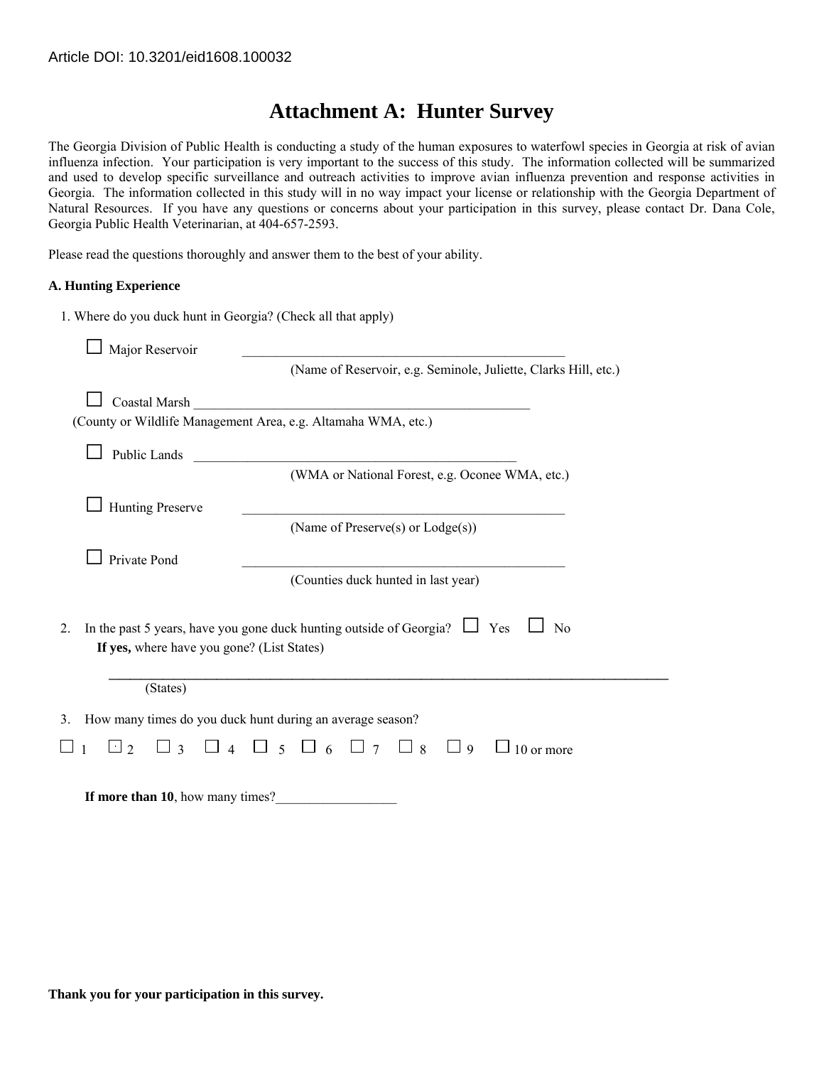Article DOI: 10.3201/eid1608.100032

# Attachment A: Hunter Survey

The Georgia Division of Public Health is conducting a study of the human exposures to waterfowl species in Georgia at risk of avian influenza infection. Your participation is very important to the success of this study. The information collected will be summarized and used to develop specific surveillance and outreach activities to improve avian influenza prevention and response activities in Georgia. The information collected in this study will in no way impact your license or relationship with the Georgia Department of Natural Resources. If you have any questions or concerns about your participation in this survey, please contact Dr. Dana Cole, Georgia Public Health Veterinarian, at 404-657-2593.

Please read the questions thoroughly and answer them to the best of your ability.

**A. Hunting Experience**

1. Where do you duck hunt in Georgia? (Check all that apply)

   ☐ Major Reservoir ______________________________
   (Name of Reservoir, e.g. Seminole, Juliette, Clarks Hill, etc.)

   ☐ Coastal Marsh ______________________________
   (County or Wildlife Management Area, e.g. Altamaha WMA, etc.)

   ☐ Public Lands ______________________________
   (WMA or National Forest, e.g. Oconee WMA, etc.)

   ☐ Hunting Preserve ______________________________
   (Name of Preserve(s) or Lodge(s))

   ☐ Private Pond ______________________________
   (Counties duck hunted in last year)

2. In the past 5 years, have you gone duck hunting outside of Georgia? ☐ Yes ☐ No
   **If yes,** where have you gone? (List States)

   ______________________________
   (States)

3. How many times do you duck hunt during an average season?

   ☐ 1 ☐ 2 ☐ 3 ☐ 4 ☐ 5 ☐ 6 ☐ 7 ☐ 8 ☐ 9 ☐ 10 or more

   **If more than 10**, how many times?__________________

**Thank you for your participation in this survey.**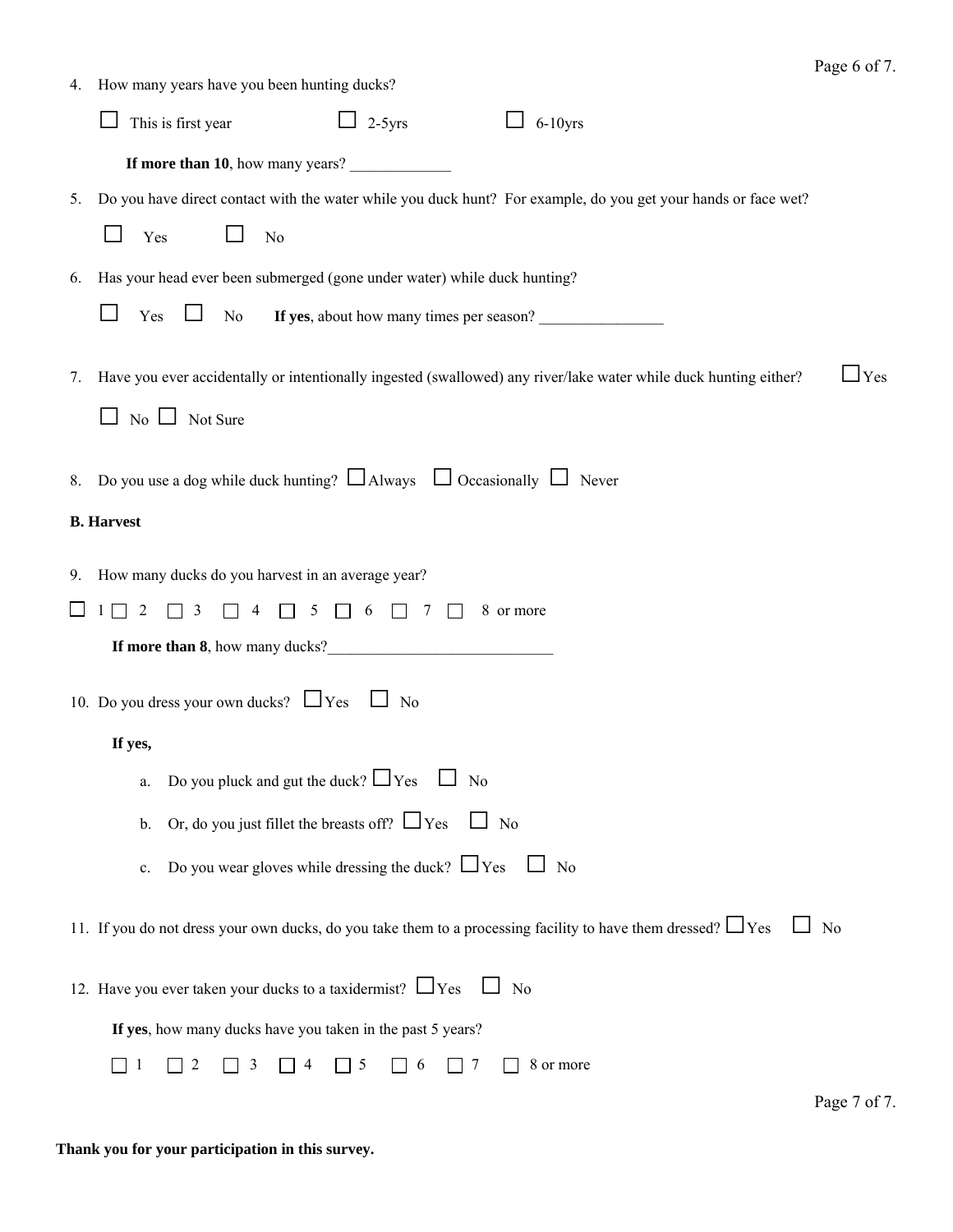4. How many years have you been hunting ducks?

   ☐ This is first year   ☐ 2-5yrs   ☐ 6-10yrs

   **If more than 10**, how many years? _____________

5. Do you have direct contact with the water while you duck hunt? For example, do you get your hands or face wet?

   ☐ Yes   ☐ No

6. Has your head ever been submerged (gone under water) while duck hunting?

   ☐ Yes ☐ No   **If yes**, about how many times per season? ________________

7. Have you ever accidentally or intentionally ingested (swallowed) any river/lake water while duck hunting either? ☐ Yes

   ☐ No ☐ Not Sure

8. Do you use a dog while duck hunting? ☐ Always ☐ Occasionally ☐ Never

**B. Harvest**

9. How many ducks do you harvest in an average year?

   ☐ 1 ☐ 2 ☐ 3 ☐ 4 ☐ 5 ☐ 6 ☐ 7 ☐ 8 or more

   **If more than 8**, how many ducks?_____________________________

10. Do you dress your own ducks? ☐ Yes ☐ No

    **If yes,**

    a. Do you pluck and gut the duck? ☐ Yes ☐ No

    b. Or, do you just fillet the breasts off? ☐ Yes ☐ No

    c. Do you wear gloves while dressing the duck? ☐ Yes ☐ No

11. If you do not dress your own ducks, do you take them to a processing facility to have them dressed? ☐ Yes ☐ No

12. Have you ever taken your ducks to a taxidermist? ☐ Yes ☐ No

    **If yes**, how many ducks have you taken in the past 5 years?

    ☐ 1 ☐ 2 ☐ 3 ☐ 4 ☐ 5 ☐ 6 ☐ 7 ☐ 8 or more

**Thank you for your participation in this survey.**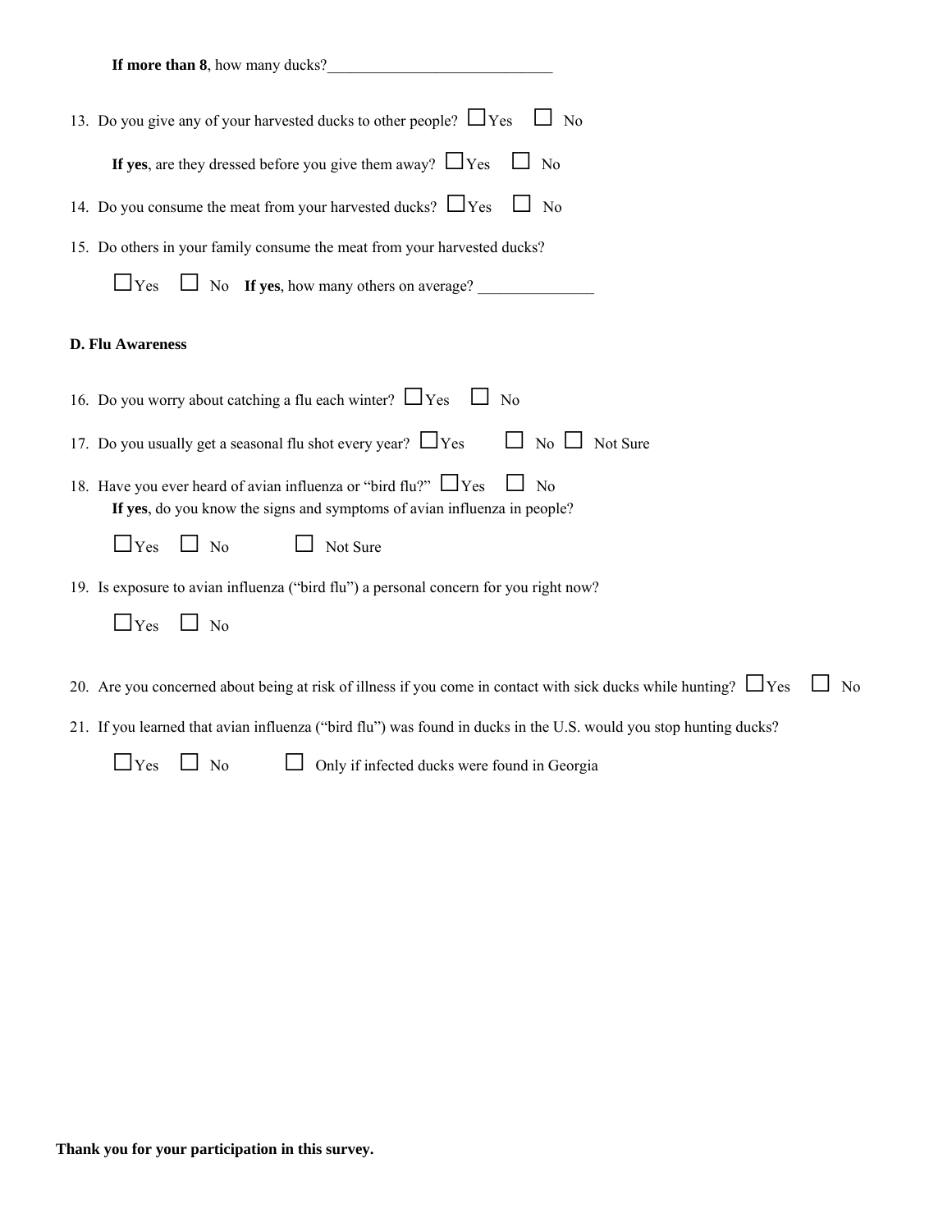**If more than 8**, how many ducks?______________________________

13. Do you give any of your harvested ducks to other people? ☐ Yes ☐ No

    **If yes**, are they dressed before you give them away? ☐ Yes ☐ No

14. Do you consume the meat from your harvested ducks? ☐ Yes ☐ No

15. Do others in your family consume the meat from your harvested ducks?

    ☐ Yes ☐ No **If yes**, how many others on average? _______________

**D. Flu Awareness**

16. Do you worry about catching a flu each winter? ☐ Yes ☐ No

17. Do you usually get a seasonal flu shot every year? ☐ Yes ☐ No ☐ Not Sure

18. Have you ever heard of avian influenza or "bird flu?" ☐ Yes ☐ No
    **If yes**, do you know the signs and symptoms of avian influenza in people?

    ☐ Yes ☐ No ☐ Not Sure

19. Is exposure to avian influenza ("bird flu") a personal concern for you right now?

    ☐ Yes ☐ No

20. Are you concerned about being at risk of illness if you come in contact with sick ducks while hunting? ☐ Yes ☐ No

21. If you learned that avian influenza ("bird flu") was found in ducks in the U.S. would you stop hunting ducks?

    ☐ Yes ☐ No ☐ Only if infected ducks were found in Georgia

**Thank you for your participation in this survey.**